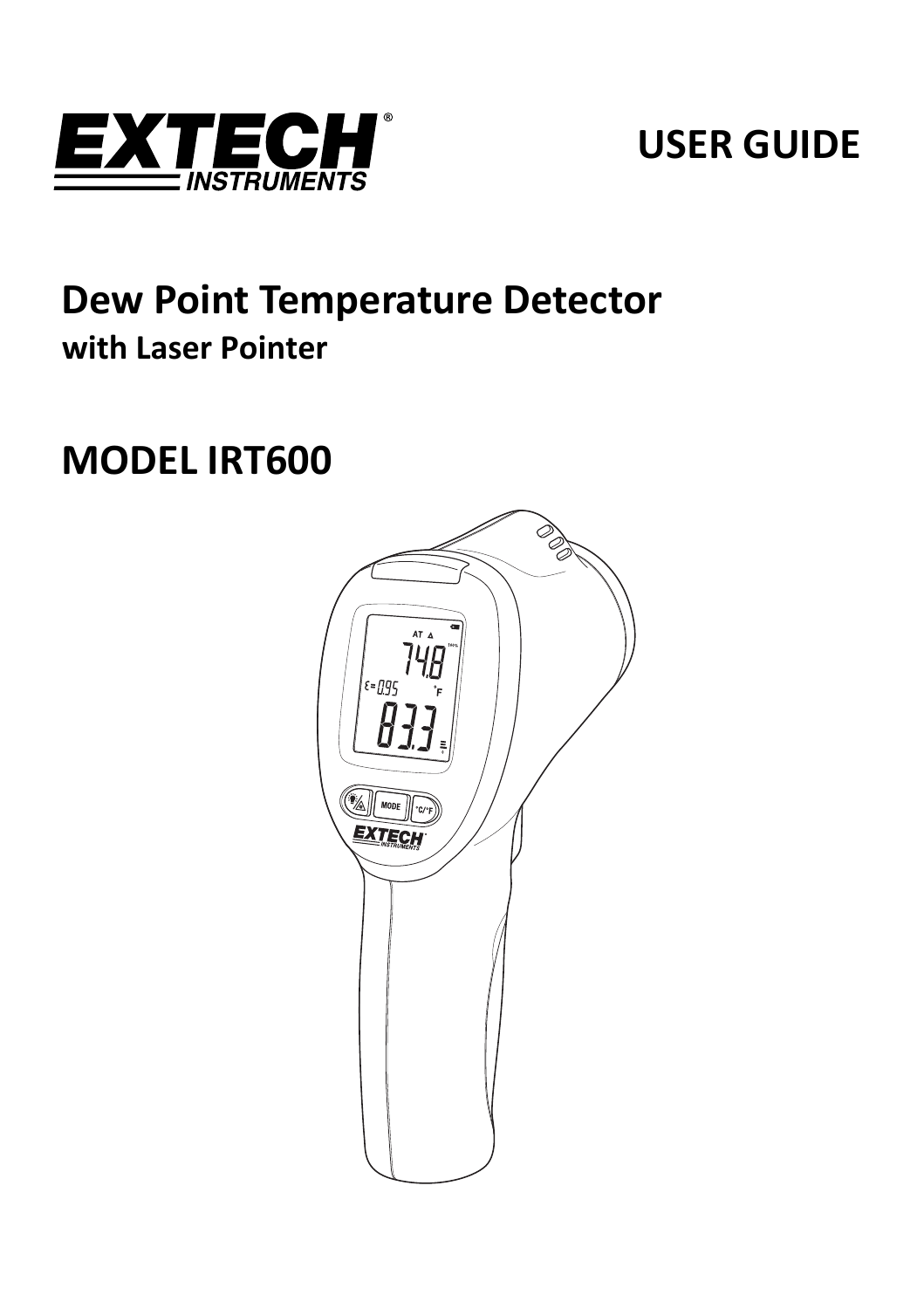EXTECH INSTRUMENTS

# USER GUIDE

## Dew Point Temperature Detector

**with Laser Pointer**

# MODEL IRT600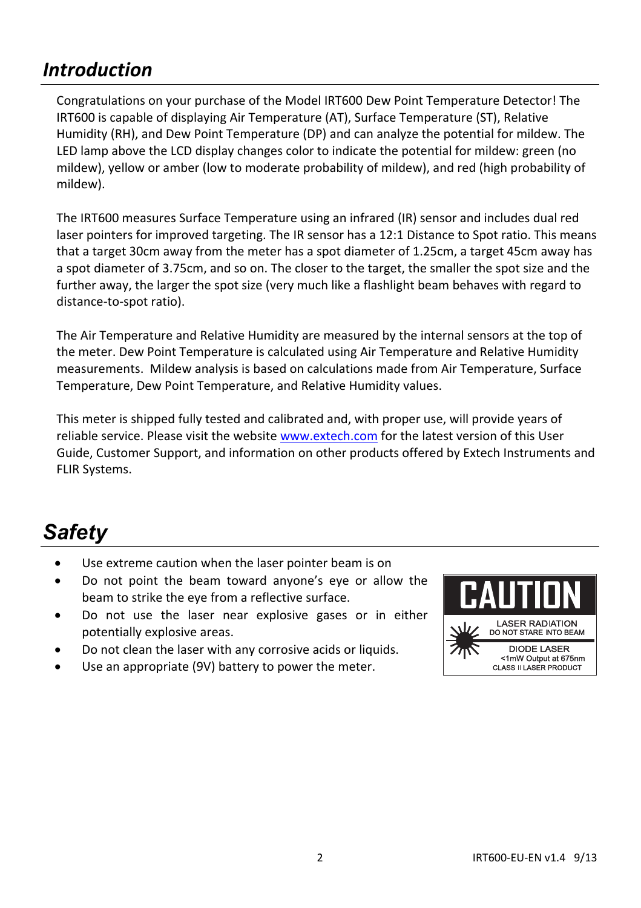## Introduction

Congratulations on your purchase of the Model IRT600 Dew Point Temperature Detector! The IRT600 is capable of displaying Air Temperature (AT), Surface Temperature (ST), Relative Humidity (RH), and Dew Point Temperature (DP) and can analyze the potential for mildew. The LED lamp above the LCD display changes color to indicate the potential for mildew: green (no mildew), yellow or amber (low to moderate probability of mildew), and red (high probability of mildew).

The IRT600 measures Surface Temperature using an infrared (IR) sensor and includes dual red laser pointers for improved targeting. The IR sensor has a 12:1 Distance to Spot ratio. This means that a target 30cm away from the meter has a spot diameter of 1.25cm, a target 45cm away has a spot diameter of 3.75cm, and so on. The closer to the target, the smaller the spot size and the further away, the larger the spot size (very much like a flashlight beam behaves with regard to distance-to-spot ratio).

The Air Temperature and Relative Humidity are measured by the internal sensors at the top of the meter. Dew Point Temperature is calculated using Air Temperature and Relative Humidity measurements. Mildew analysis is based on calculations made from Air Temperature, Surface Temperature, Dew Point Temperature, and Relative Humidity values.

This meter is shipped fully tested and calibrated and, with proper use, will provide years of reliable service. Please visit the website www.extech.com for the latest version of this User Guide, Customer Support, and information on other products offered by Extech Instruments and FLIR Systems.

## Safety

- Use extreme caution when the laser pointer beam is on
- Do not point the beam toward anyone's eye or allow the beam to strike the eye from a reflective surface.
- Do not use the laser near explosive gases or in either potentially explosive areas.
- Do not clean the laser with any corrosive acids or liquids.
- Use an appropriate (9V) battery to power the meter.

CAUTION
LASER RADIATION
DO NOT STARE INTO BEAM
DIODE LASER
<1mW Output at 675nm
CLASS II LASER PRODUCT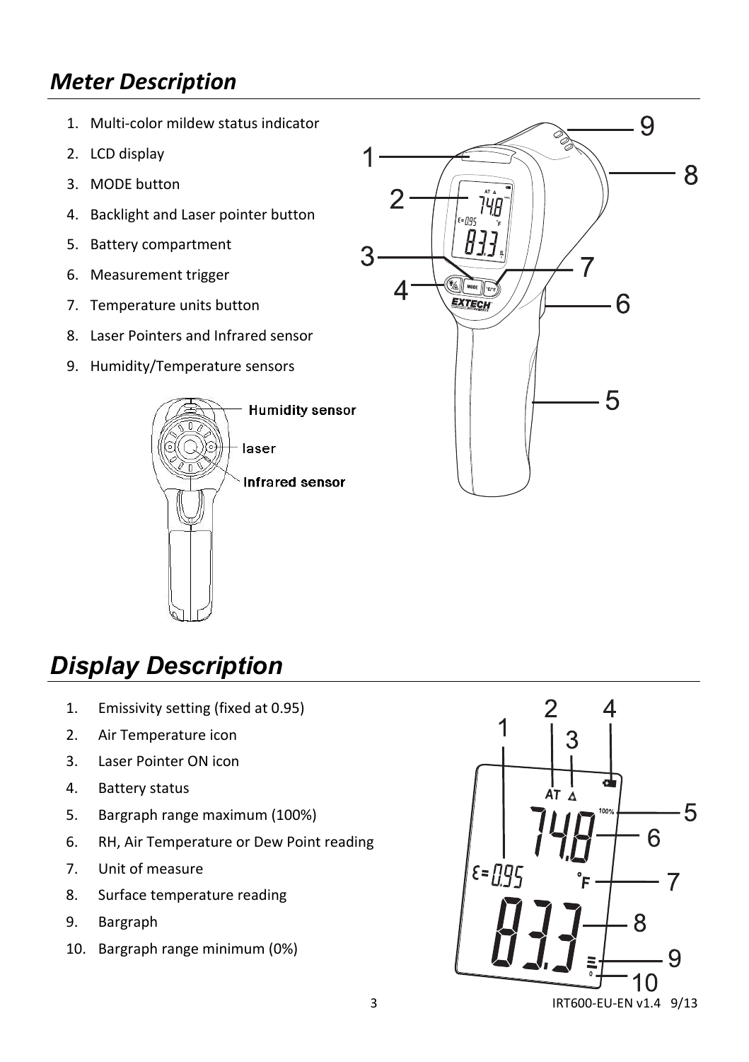## *Meter Description*

1. Multi-color mildew status indicator
2. LCD display
3. MODE button
4. Backlight and Laser pointer button
5. Battery compartment
6. Measurement trigger
7. Temperature units button
8. Laser Pointers and Infrared sensor
9. Humidity/Temperature sensors

## *Display Description*

1. Emissivity setting (fixed at 0.95)
2. Air Temperature icon
3. Laser Pointer ON icon
4. Battery status
5. Bargraph range maximum (100%)
6. RH, Air Temperature or Dew Point reading
7. Unit of measure
8. Surface temperature reading
9. Bargraph
10. Bargraph range minimum (0%)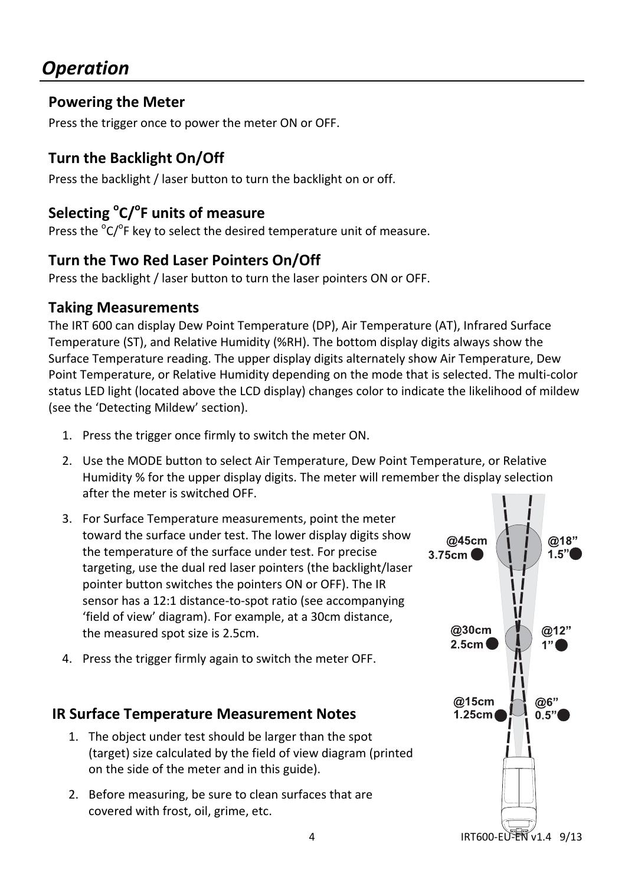# Operation

## Powering the Meter

Press the trigger once to power the meter ON or OFF.

## Turn the Backlight On/Off

Press the backlight / laser button to turn the backlight on or off.

## Selecting °C/°F units of measure

Press the °C/°F key to select the desired temperature unit of measure.

## Turn the Two Red Laser Pointers On/Off

Press the backlight / laser button to turn the laser pointers ON or OFF.

## Taking Measurements

The IRT 600 can display Dew Point Temperature (DP), Air Temperature (AT), Infrared Surface Temperature (ST), and Relative Humidity (%RH). The bottom display digits always show the Surface Temperature reading. The upper display digits alternately show Air Temperature, Dew Point Temperature, or Relative Humidity depending on the mode that is selected. The multi-color status LED light (located above the LCD display) changes color to indicate the likelihood of mildew (see the 'Detecting Mildew' section).

1. Press the trigger once firmly to switch the meter ON.
2. Use the MODE button to select Air Temperature, Dew Point Temperature, or Relative Humidity % for the upper display digits. The meter will remember the display selection after the meter is switched OFF.
3. For Surface Temperature measurements, point the meter toward the surface under test. The lower display digits show the temperature of the surface under test. For precise targeting, use the dual red laser pointers (the backlight/laser pointer button switches the pointers ON or OFF). The IR sensor has a 12:1 distance-to-spot ratio (see accompanying 'field of view' diagram). For example, at a 30cm distance, the measured spot size is 2.5cm.
4. Press the trigger firmly again to switch the meter OFF.

@45cm 3.75cm — @18" 1.5"

@30cm 2.5cm — @12" 1"

@15cm 1.25cm — @6" 0.5"

## IR Surface Temperature Measurement Notes

1. The object under test should be larger than the spot (target) size calculated by the field of view diagram (printed on the side of the meter and in this guide).
2. Before measuring, be sure to clean surfaces that are covered with frost, oil, grime, etc.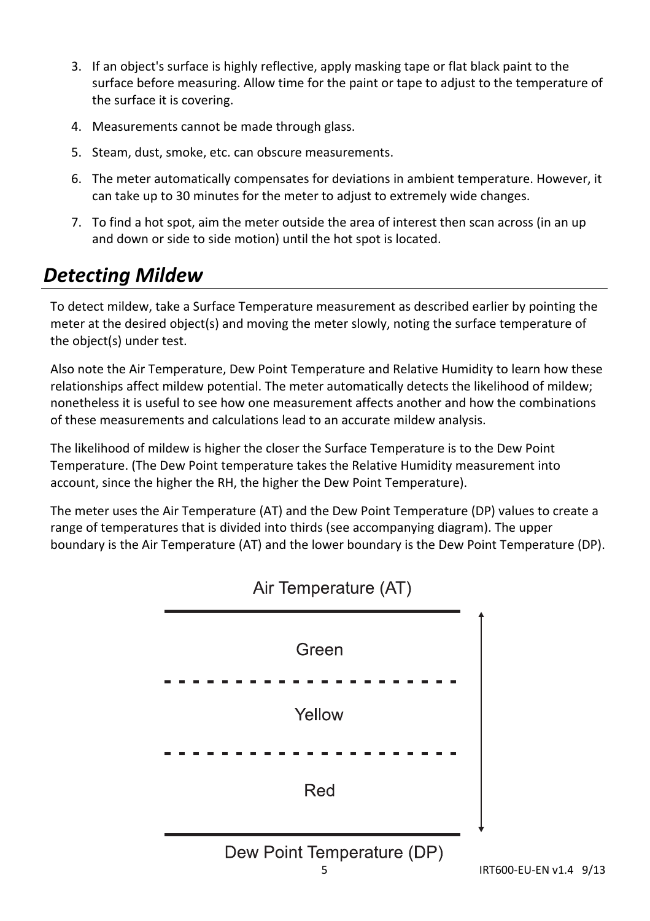3. If an object's surface is highly reflective, apply masking tape or flat black paint to the surface before measuring. Allow time for the paint or tape to adjust to the temperature of the surface it is covering.
4. Measurements cannot be made through glass.
5. Steam, dust, smoke, etc. can obscure measurements.
6. The meter automatically compensates for deviations in ambient temperature. However, it can take up to 30 minutes for the meter to adjust to extremely wide changes.
7. To find a hot spot, aim the meter outside the area of interest then scan across (in an up and down or side to side motion) until the hot spot is located.

## *Detecting Mildew*

To detect mildew, take a Surface Temperature measurement as described earlier by pointing the meter at the desired object(s) and moving the meter slowly, noting the surface temperature of the object(s) under test.

Also note the Air Temperature, Dew Point Temperature and Relative Humidity to learn how these relationships affect mildew potential. The meter automatically detects the likelihood of mildew; nonetheless it is useful to see how one measurement affects another and how the combinations of these measurements and calculations lead to an accurate mildew analysis.

The likelihood of mildew is higher the closer the Surface Temperature is to the Dew Point Temperature. (The Dew Point temperature takes the Relative Humidity measurement into account, since the higher the RH, the higher the Dew Point Temperature).

The meter uses the Air Temperature (AT) and the Dew Point Temperature (DP) values to create a range of temperatures that is divided into thirds (see accompanying diagram). The upper boundary is the Air Temperature (AT) and the lower boundary is the Dew Point Temperature (DP).

Air Temperature (AT)

Green

Yellow

Red

Dew Point Temperature (DP)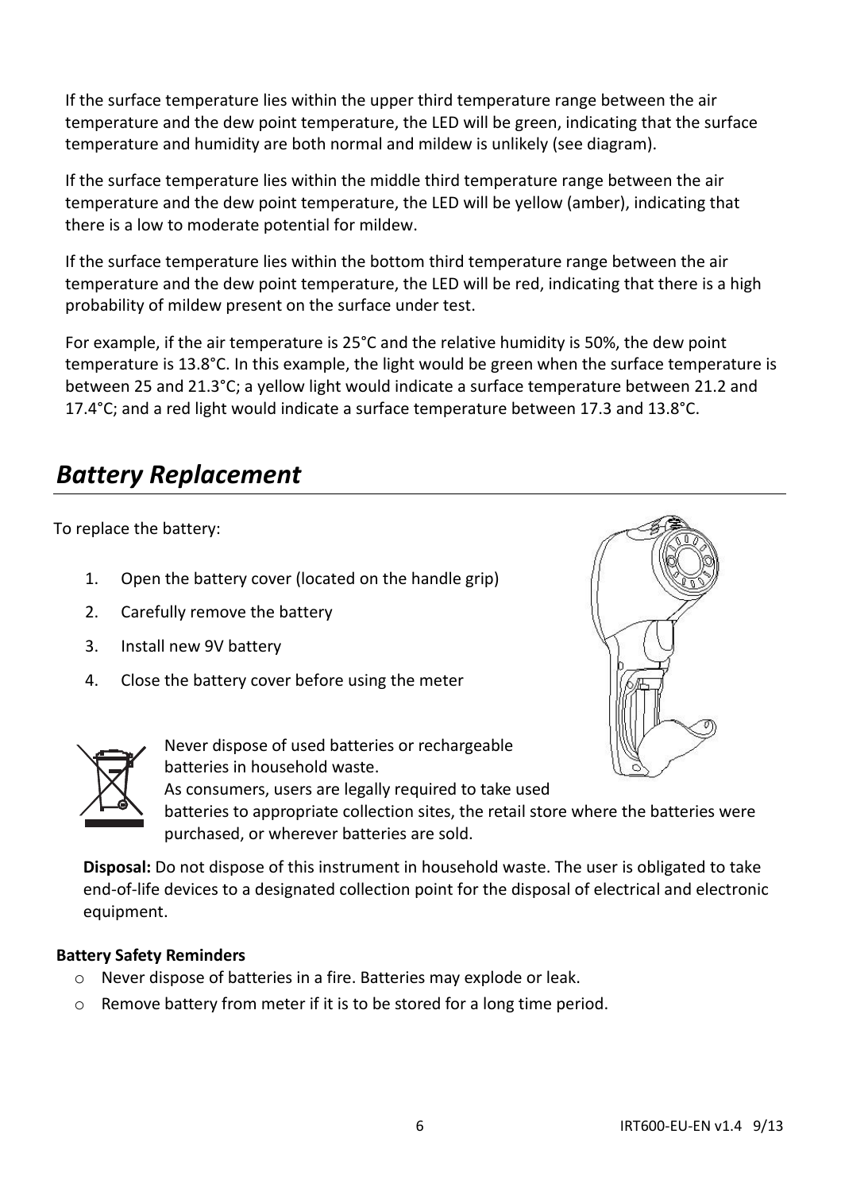If the surface temperature lies within the upper third temperature range between the air temperature and the dew point temperature, the LED will be green, indicating that the surface temperature and humidity are both normal and mildew is unlikely (see diagram).

If the surface temperature lies within the middle third temperature range between the air temperature and the dew point temperature, the LED will be yellow (amber), indicating that there is a low to moderate potential for mildew.

If the surface temperature lies within the bottom third temperature range between the air temperature and the dew point temperature, the LED will be red, indicating that there is a high probability of mildew present on the surface under test.

For example, if the air temperature is 25°C and the relative humidity is 50%, the dew point temperature is 13.8°C. In this example, the light would be green when the surface temperature is between 25 and 21.3°C; a yellow light would indicate a surface temperature between 21.2 and 17.4°C; and a red light would indicate a surface temperature between 17.3 and 13.8°C.

## *Battery Replacement*

To replace the battery:

1. Open the battery cover (located on the handle grip)
2. Carefully remove the battery
3. Install new 9V battery
4. Close the battery cover before using the meter

Never dispose of used batteries or rechargeable batteries in household waste.
As consumers, users are legally required to take used batteries to appropriate collection sites, the retail store where the batteries were purchased, or wherever batteries are sold.

**Disposal:** Do not dispose of this instrument in household waste. The user is obligated to take end-of-life devices to a designated collection point for the disposal of electrical and electronic equipment.

**Battery Safety Reminders**

- Never dispose of batteries in a fire. Batteries may explode or leak.
- Remove battery from meter if it is to be stored for a long time period.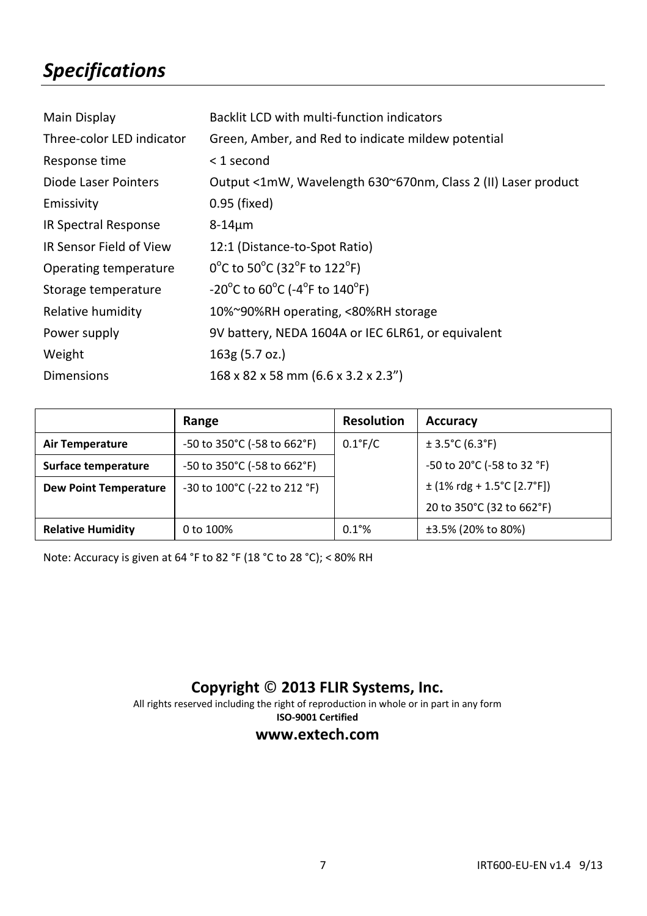# *Specifications*

| | |
|---|---|
| Main Display | Backlit LCD with multi-function indicators |
| Three-color LED indicator | Green, Amber, and Red to indicate mildew potential |
| Response time | < 1 second |
| Diode Laser Pointers | Output <1mW, Wavelength 630~670nm, Class 2 (II) Laser product |
| Emissivity | 0.95 (fixed) |
| IR Spectral Response | 8-14µm |
| IR Sensor Field of View | 12:1 (Distance-to-Spot Ratio) |
| Operating temperature | 0°C to 50°C (32°F to 122°F) |
| Storage temperature | -20°C to 60°C (-4°F to 140°F) |
| Relative humidity | 10%~90%RH operating, <80%RH storage |
| Power supply | 9V battery, NEDA 1604A or IEC 6LR61, or equivalent |
| Weight | 163g (5.7 oz.) |
| Dimensions | 168 x 82 x 58 mm (6.6 x 3.2 x 2.3") |

| | Range | Resolution | Accuracy |
|---|---|---|---|
| **Air Temperature** | -50 to 350°C (-58 to 662°F) | 0.1°F/C | ± 3.5°C (6.3°F) |
| **Surface temperature** | -50 to 350°C (-58 to 662°F) | | -50 to 20°C (-58 to 32 °F) |
| **Dew Point Temperature** | -30 to 100°C (-22 to 212 °F) | | ± (1% rdg + 1.5°C [2.7°F]) |
| | | | 20 to 350°C (32 to 662°F) |
| **Relative Humidity** | 0 to 100% | 0.1°% | ±3.5% (20% to 80%) |

Note: Accuracy is given at 64 °F to 82 °F (18 °C to 28 °C); < 80% RH

**Copyright © 2013 FLIR Systems, Inc.**

All rights reserved including the right of reproduction in whole or in part in any form

**ISO-9001 Certified**

**www.extech.com**